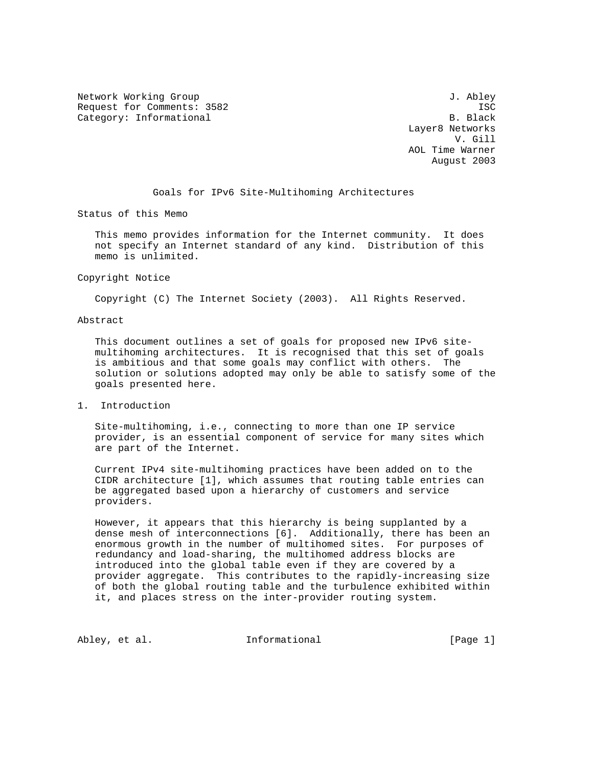Network Working Group J. Abley
Request for Comments: 3582 ISC
Category: Informational B. Black
Layer8 Networks
V. Gill
AOL Time Warner
August 2003

# Goals for IPv6 Site-Multihoming Architectures

## Status of this Memo

This memo provides information for the Internet community. It does not specify an Internet standard of any kind. Distribution of this memo is unlimited.

## Copyright Notice

Copyright (C) The Internet Society (2003). All Rights Reserved.

## Abstract

This document outlines a set of goals for proposed new IPv6 site-multihoming architectures. It is recognised that this set of goals is ambitious and that some goals may conflict with others. The solution or solutions adopted may only be able to satisfy some of the goals presented here.

## 1. Introduction

Site-multihoming, i.e., connecting to more than one IP service provider, is an essential component of service for many sites which are part of the Internet.

Current IPv4 site-multihoming practices have been added on to the CIDR architecture [1], which assumes that routing table entries can be aggregated based upon a hierarchy of customers and service providers.

However, it appears that this hierarchy is being supplanted by a dense mesh of interconnections [6]. Additionally, there has been an enormous growth in the number of multihomed sites. For purposes of redundancy and load-sharing, the multihomed address blocks are introduced into the global table even if they are covered by a provider aggregate. This contributes to the rapidly-increasing size of both the global routing table and the turbulence exhibited within it, and places stress on the inter-provider routing system.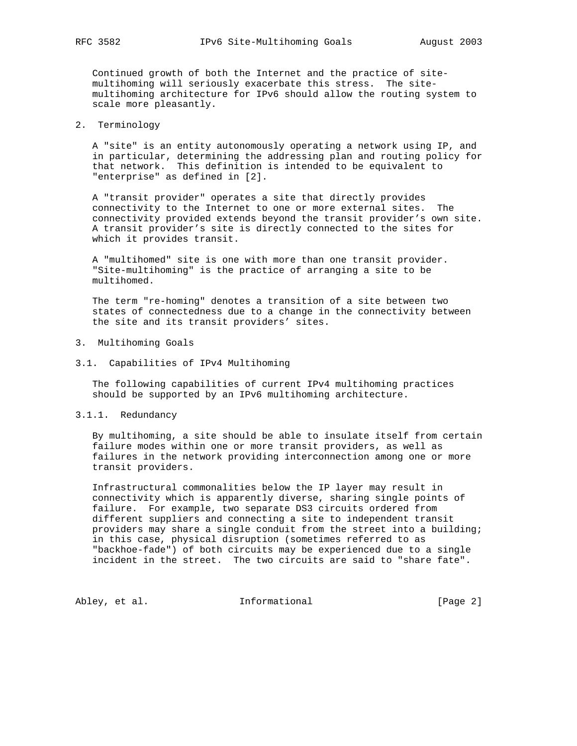Continued growth of both the Internet and the practice of site-multihoming will seriously exacerbate this stress. The site-multihoming architecture for IPv6 should allow the routing system to scale more pleasantly.

## 2. Terminology

A "site" is an entity autonomously operating a network using IP, and in particular, determining the addressing plan and routing policy for that network. This definition is intended to be equivalent to "enterprise" as defined in [2].

A "transit provider" operates a site that directly provides connectivity to the Internet to one or more external sites. The connectivity provided extends beyond the transit provider's own site. A transit provider's site is directly connected to the sites for which it provides transit.

A "multihomed" site is one with more than one transit provider. "Site-multihoming" is the practice of arranging a site to be multihomed.

The term "re-homing" denotes a transition of a site between two states of connectedness due to a change in the connectivity between the site and its transit providers' sites.

## 3. Multihoming Goals

### 3.1. Capabilities of IPv4 Multihoming

The following capabilities of current IPv4 multihoming practices should be supported by an IPv6 multihoming architecture.

#### 3.1.1. Redundancy

By multihoming, a site should be able to insulate itself from certain failure modes within one or more transit providers, as well as failures in the network providing interconnection among one or more transit providers.

Infrastructural commonalities below the IP layer may result in connectivity which is apparently diverse, sharing single points of failure. For example, two separate DS3 circuits ordered from different suppliers and connecting a site to independent transit providers may share a single conduit from the street into a building; in this case, physical disruption (sometimes referred to as "backhoe-fade") of both circuits may be experienced due to a single incident in the street. The two circuits are said to "share fate".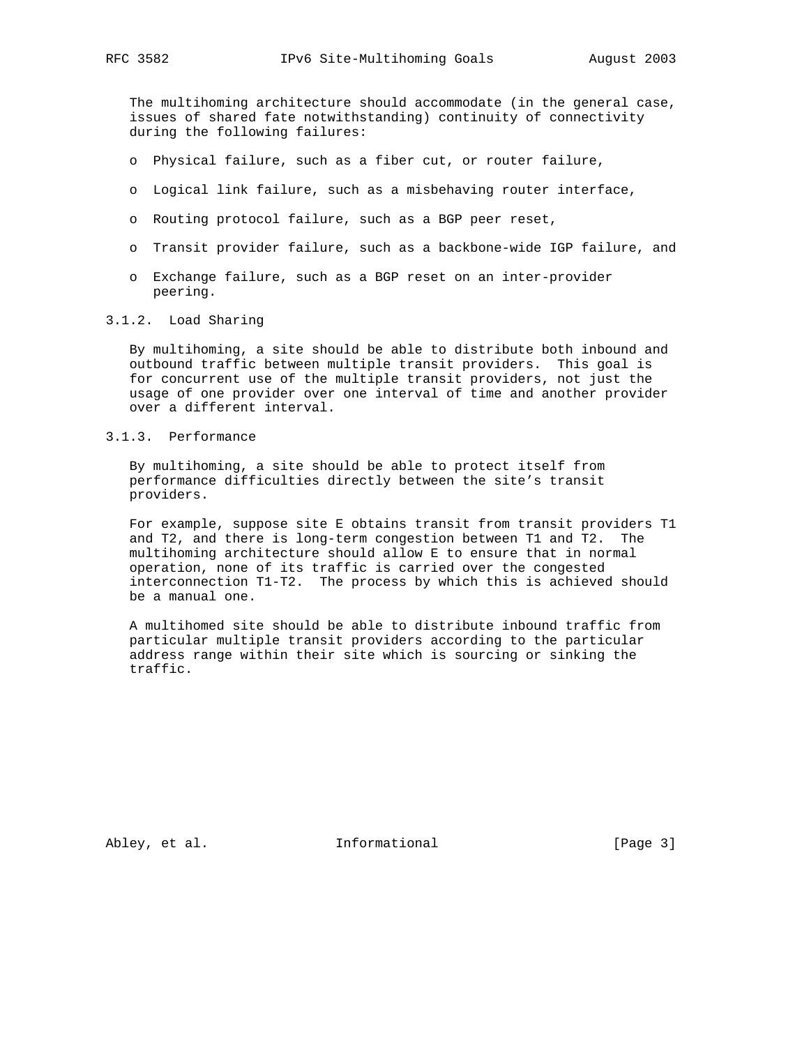The multihoming architecture should accommodate (in the general case, issues of shared fate notwithstanding) continuity of connectivity during the following failures:

- Physical failure, such as a fiber cut, or router failure,
- Logical link failure, such as a misbehaving router interface,
- Routing protocol failure, such as a BGP peer reset,
- Transit provider failure, such as a backbone-wide IGP failure, and
- Exchange failure, such as a BGP reset on an inter-provider peering.

### 3.1.2. Load Sharing

By multihoming, a site should be able to distribute both inbound and outbound traffic between multiple transit providers. This goal is for concurrent use of the multiple transit providers, not just the usage of one provider over one interval of time and another provider over a different interval.

### 3.1.3. Performance

By multihoming, a site should be able to protect itself from performance difficulties directly between the site's transit providers.

For example, suppose site E obtains transit from transit providers T1 and T2, and there is long-term congestion between T1 and T2. The multihoming architecture should allow E to ensure that in normal operation, none of its traffic is carried over the congested interconnection T1-T2. The process by which this is achieved should be a manual one.

A multihomed site should be able to distribute inbound traffic from particular multiple transit providers according to the particular address range within their site which is sourcing or sinking the traffic.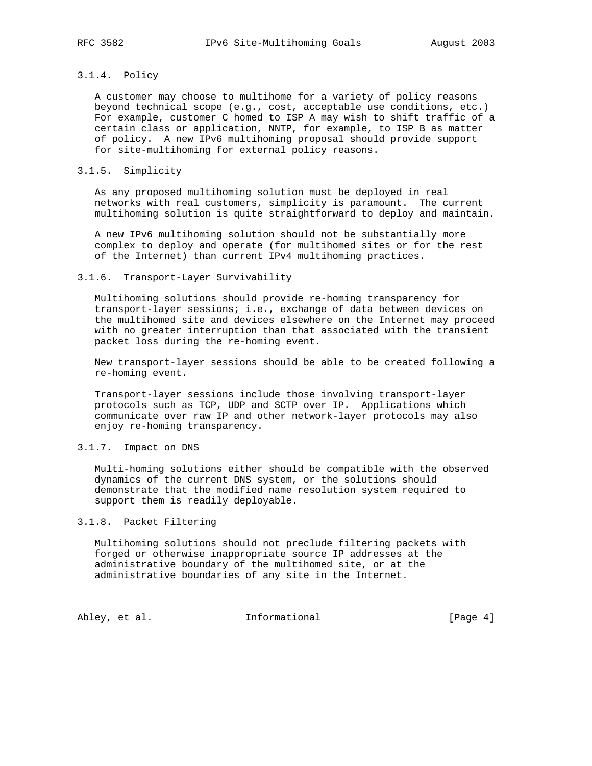#### 3.1.4. Policy

A customer may choose to multihome for a variety of policy reasons beyond technical scope (e.g., cost, acceptable use conditions, etc.) For example, customer C homed to ISP A may wish to shift traffic of a certain class or application, NNTP, for example, to ISP B as matter of policy. A new IPv6 multihoming proposal should provide support for site-multihoming for external policy reasons.

#### 3.1.5. Simplicity

As any proposed multihoming solution must be deployed in real networks with real customers, simplicity is paramount. The current multihoming solution is quite straightforward to deploy and maintain.

A new IPv6 multihoming solution should not be substantially more complex to deploy and operate (for multihomed sites or for the rest of the Internet) than current IPv4 multihoming practices.

#### 3.1.6. Transport-Layer Survivability

Multihoming solutions should provide re-homing transparency for transport-layer sessions; i.e., exchange of data between devices on the multihomed site and devices elsewhere on the Internet may proceed with no greater interruption than that associated with the transient packet loss during the re-homing event.

New transport-layer sessions should be able to be created following a re-homing event.

Transport-layer sessions include those involving transport-layer protocols such as TCP, UDP and SCTP over IP. Applications which communicate over raw IP and other network-layer protocols may also enjoy re-homing transparency.

#### 3.1.7. Impact on DNS

Multi-homing solutions either should be compatible with the observed dynamics of the current DNS system, or the solutions should demonstrate that the modified name resolution system required to support them is readily deployable.

#### 3.1.8. Packet Filtering

Multihoming solutions should not preclude filtering packets with forged or otherwise inappropriate source IP addresses at the administrative boundary of the multihomed site, or at the administrative boundaries of any site in the Internet.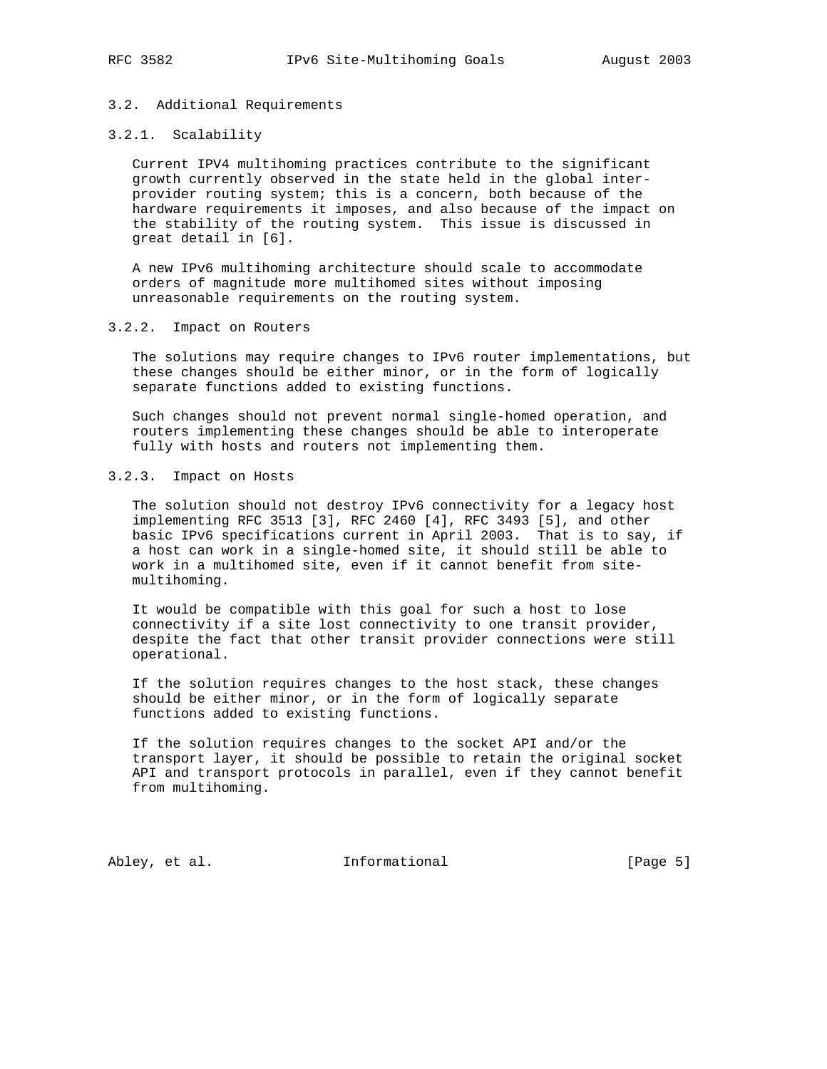### 3.2. Additional Requirements

#### 3.2.1. Scalability

Current IPV4 multihoming practices contribute to the significant growth currently observed in the state held in the global inter-provider routing system; this is a concern, both because of the hardware requirements it imposes, and also because of the impact on the stability of the routing system. This issue is discussed in great detail in [6].

A new IPv6 multihoming architecture should scale to accommodate orders of magnitude more multihomed sites without imposing unreasonable requirements on the routing system.

#### 3.2.2. Impact on Routers

The solutions may require changes to IPv6 router implementations, but these changes should be either minor, or in the form of logically separate functions added to existing functions.

Such changes should not prevent normal single-homed operation, and routers implementing these changes should be able to interoperate fully with hosts and routers not implementing them.

#### 3.2.3. Impact on Hosts

The solution should not destroy IPv6 connectivity for a legacy host implementing RFC 3513 [3], RFC 2460 [4], RFC 3493 [5], and other basic IPv6 specifications current in April 2003. That is to say, if a host can work in a single-homed site, it should still be able to work in a multihomed site, even if it cannot benefit from site-multihoming.

It would be compatible with this goal for such a host to lose connectivity if a site lost connectivity to one transit provider, despite the fact that other transit provider connections were still operational.

If the solution requires changes to the host stack, these changes should be either minor, or in the form of logically separate functions added to existing functions.

If the solution requires changes to the socket API and/or the transport layer, it should be possible to retain the original socket API and transport protocols in parallel, even if they cannot benefit from multihoming.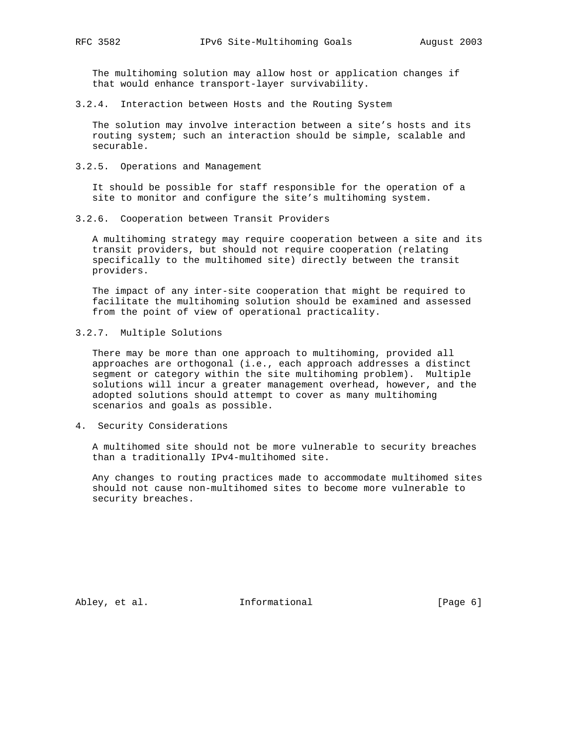The multihoming solution may allow host or application changes if that would enhance transport-layer survivability.

#### 3.2.4. Interaction between Hosts and the Routing System

The solution may involve interaction between a site's hosts and its routing system; such an interaction should be simple, scalable and securable.

#### 3.2.5. Operations and Management

It should be possible for staff responsible for the operation of a site to monitor and configure the site's multihoming system.

#### 3.2.6. Cooperation between Transit Providers

A multihoming strategy may require cooperation between a site and its transit providers, but should not require cooperation (relating specifically to the multihomed site) directly between the transit providers.

The impact of any inter-site cooperation that might be required to facilitate the multihoming solution should be examined and assessed from the point of view of operational practicality.

#### 3.2.7. Multiple Solutions

There may be more than one approach to multihoming, provided all approaches are orthogonal (i.e., each approach addresses a distinct segment or category within the site multihoming problem). Multiple solutions will incur a greater management overhead, however, and the adopted solutions should attempt to cover as many multihoming scenarios and goals as possible.

## 4. Security Considerations

A multihomed site should not be more vulnerable to security breaches than a traditionally IPv4-multihomed site.

Any changes to routing practices made to accommodate multihomed sites should not cause non-multihomed sites to become more vulnerable to security breaches.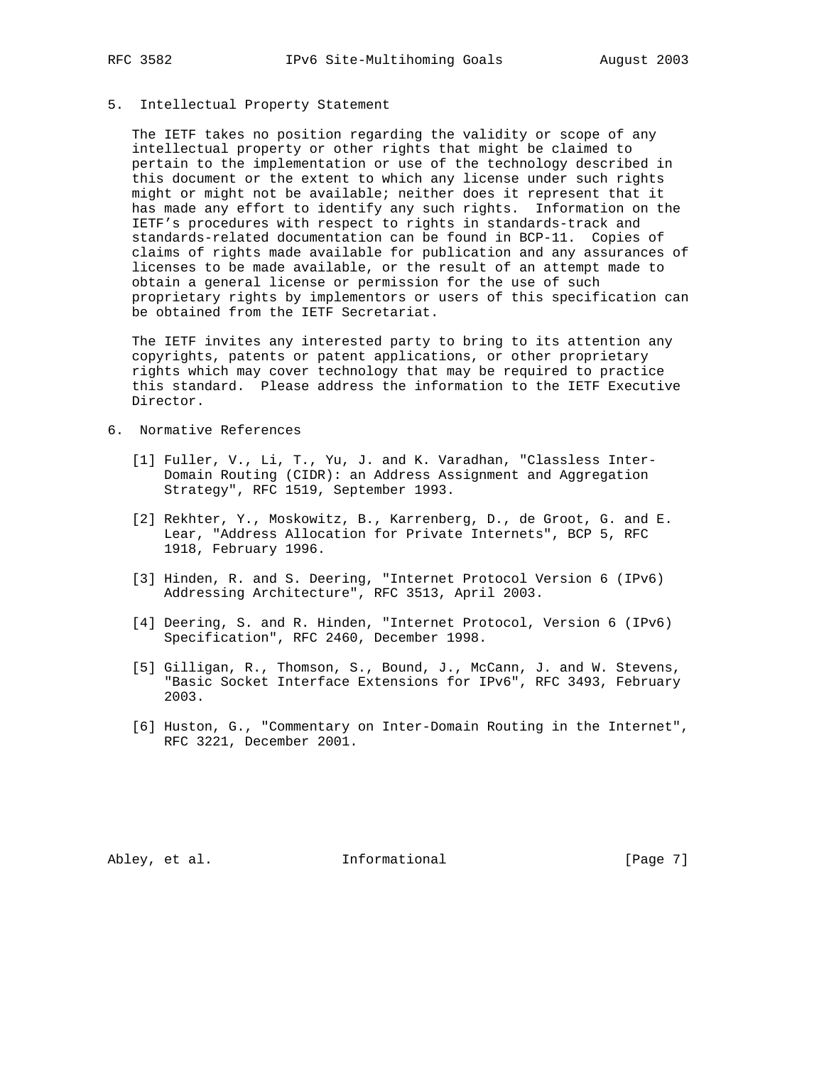## 5. Intellectual Property Statement

The IETF takes no position regarding the validity or scope of any intellectual property or other rights that might be claimed to pertain to the implementation or use of the technology described in this document or the extent to which any license under such rights might or might not be available; neither does it represent that it has made any effort to identify any such rights. Information on the IETF's procedures with respect to rights in standards-track and standards-related documentation can be found in BCP-11. Copies of claims of rights made available for publication and any assurances of licenses to be made available, or the result of an attempt made to obtain a general license or permission for the use of such proprietary rights by implementors or users of this specification can be obtained from the IETF Secretariat.

The IETF invites any interested party to bring to its attention any copyrights, patents or patent applications, or other proprietary rights which may cover technology that may be required to practice this standard. Please address the information to the IETF Executive Director.

## 6. Normative References

[1] Fuller, V., Li, T., Yu, J. and K. Varadhan, "Classless Inter-Domain Routing (CIDR): an Address Assignment and Aggregation Strategy", RFC 1519, September 1993.

[2] Rekhter, Y., Moskowitz, B., Karrenberg, D., de Groot, G. and E. Lear, "Address Allocation for Private Internets", BCP 5, RFC 1918, February 1996.

[3] Hinden, R. and S. Deering, "Internet Protocol Version 6 (IPv6) Addressing Architecture", RFC 3513, April 2003.

[4] Deering, S. and R. Hinden, "Internet Protocol, Version 6 (IPv6) Specification", RFC 2460, December 1998.

[5] Gilligan, R., Thomson, S., Bound, J., McCann, J. and W. Stevens, "Basic Socket Interface Extensions for IPv6", RFC 3493, February 2003.

[6] Huston, G., "Commentary on Inter-Domain Routing in the Internet", RFC 3221, December 2001.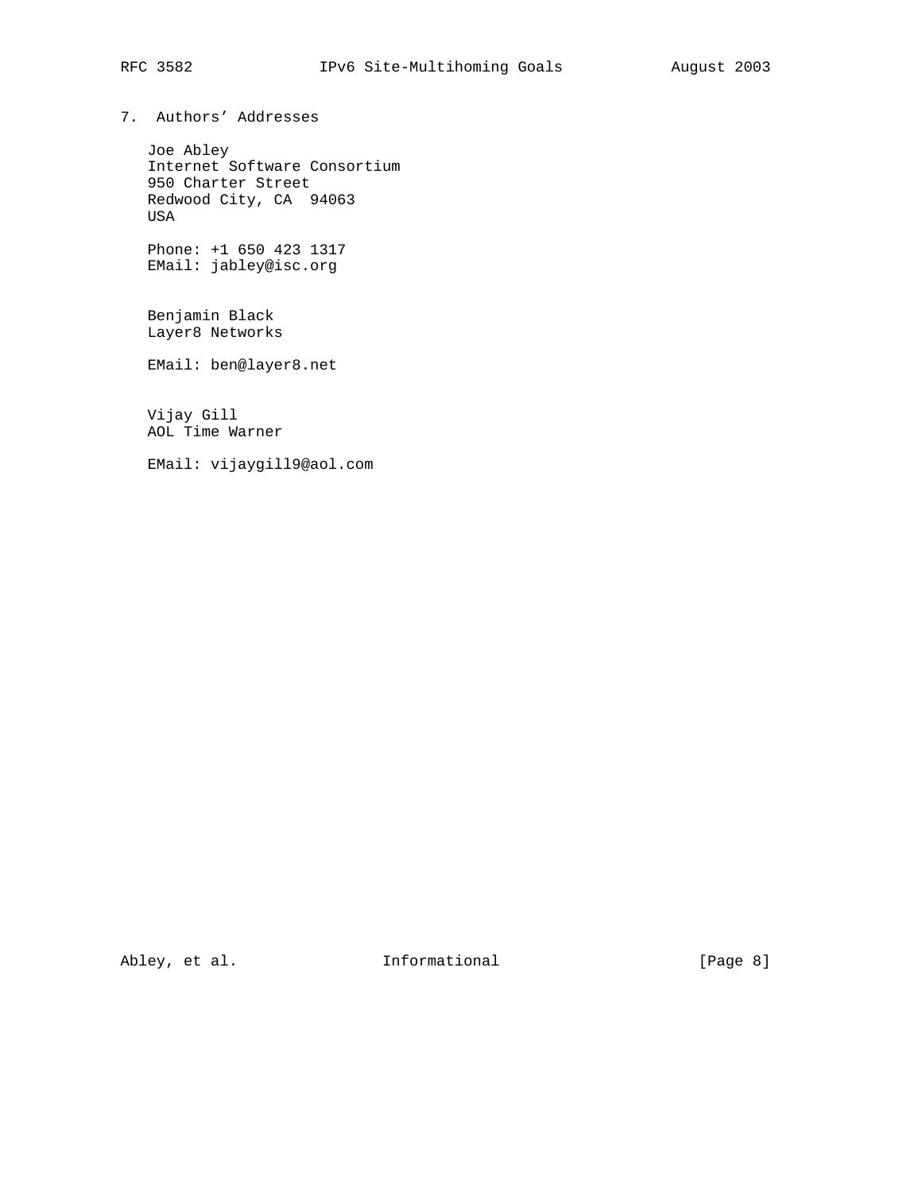## 7. Authors' Addresses

Joe Abley
Internet Software Consortium
950 Charter Street
Redwood City, CA 94063
USA

Phone: +1 650 423 1317
EMail: jabley@isc.org

Benjamin Black
Layer8 Networks

EMail: ben@layer8.net

Vijay Gill
AOL Time Warner

EMail: vijaygill9@aol.com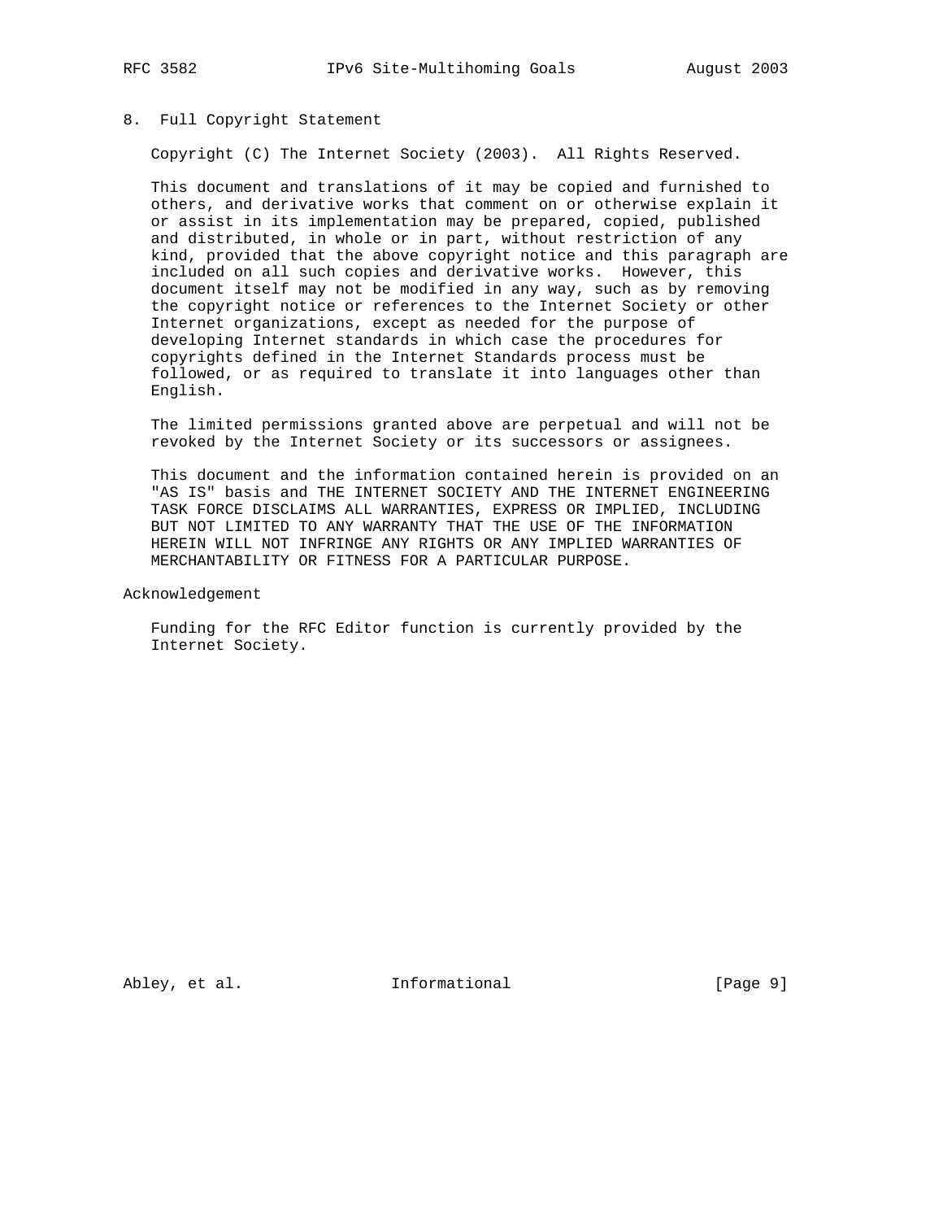## 8. Full Copyright Statement

Copyright (C) The Internet Society (2003). All Rights Reserved.

This document and translations of it may be copied and furnished to others, and derivative works that comment on or otherwise explain it or assist in its implementation may be prepared, copied, published and distributed, in whole or in part, without restriction of any kind, provided that the above copyright notice and this paragraph are included on all such copies and derivative works. However, this document itself may not be modified in any way, such as by removing the copyright notice or references to the Internet Society or other Internet organizations, except as needed for the purpose of developing Internet standards in which case the procedures for copyrights defined in the Internet Standards process must be followed, or as required to translate it into languages other than English.

The limited permissions granted above are perpetual and will not be revoked by the Internet Society or its successors or assignees.

This document and the information contained herein is provided on an "AS IS" basis and THE INTERNET SOCIETY AND THE INTERNET ENGINEERING TASK FORCE DISCLAIMS ALL WARRANTIES, EXPRESS OR IMPLIED, INCLUDING BUT NOT LIMITED TO ANY WARRANTY THAT THE USE OF THE INFORMATION HEREIN WILL NOT INFRINGE ANY RIGHTS OR ANY IMPLIED WARRANTIES OF MERCHANTABILITY OR FITNESS FOR A PARTICULAR PURPOSE.

## Acknowledgement

Funding for the RFC Editor function is currently provided by the Internet Society.